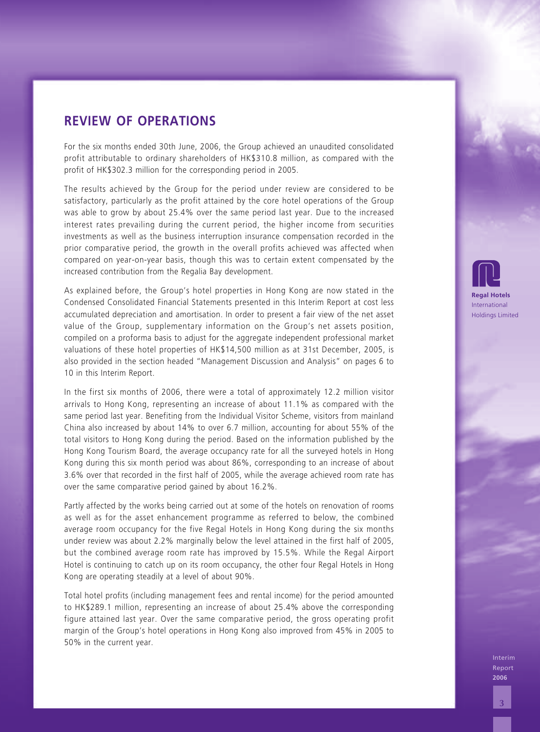## REVIEW OF OPERATIONS

For the six months ended 30th June, 2006, the Group achieved an unaudited consolidated profit attributable to ordinary shareholders of HK$310.8 million, as compared with the profit of HK$302.3 million for the corresponding period in 2005.

The results achieved by the Group for the period under review are considered to be satisfactory, particularly as the profit attained by the core hotel operations of the Group was able to grow by about 25.4% over the same period last year. Due to the increased interest rates prevailing during the current period, the higher income from securities investments as well as the business interruption insurance compensation recorded in the prior comparative period, the growth in the overall profits achieved was affected when compared on year-on-year basis, though this was to certain extent compensated by the increased contribution from the Regalia Bay development.

As explained before, the Group's hotel properties in Hong Kong are now stated in the Condensed Consolidated Financial Statements presented in this Interim Report at cost less accumulated depreciation and amortisation. In order to present a fair view of the net asset value of the Group, supplementary information on the Group's net assets position, compiled on a proforma basis to adjust for the aggregate independent professional market valuations of these hotel properties of HK$14,500 million as at 31st December, 2005, is also provided in the section headed "Management Discussion and Analysis" on pages 6 to 10 in this Interim Report.

In the first six months of 2006, there were a total of approximately 12.2 million visitor arrivals to Hong Kong, representing an increase of about 11.1% as compared with the same period last year. Benefiting from the Individual Visitor Scheme, visitors from mainland China also increased by about 14% to over 6.7 million, accounting for about 55% of the total visitors to Hong Kong during the period. Based on the information published by the Hong Kong Tourism Board, the average occupancy rate for all the surveyed hotels in Hong Kong during this six month period was about 86%, corresponding to an increase of about 3.6% over that recorded in the first half of 2005, while the average achieved room rate has over the same comparative period gained by about 16.2%.

Partly affected by the works being carried out at some of the hotels on renovation of rooms as well as for the asset enhancement programme as referred to below, the combined average room occupancy for the five Regal Hotels in Hong Kong during the six months under review was about 2.2% marginally below the level attained in the first half of 2005, but the combined average room rate has improved by 15.5%. While the Regal Airport Hotel is continuing to catch up on its room occupancy, the other four Regal Hotels in Hong Kong are operating steadily at a level of about 90%.

Total hotel profits (including management fees and rental income) for the period amounted to HK$289.1 million, representing an increase of about 25.4% above the corresponding figure attained last year. Over the same comparative period, the gross operating profit margin of the Group's hotel operations in Hong Kong also improved from 45% in 2005 to 50% in the current year.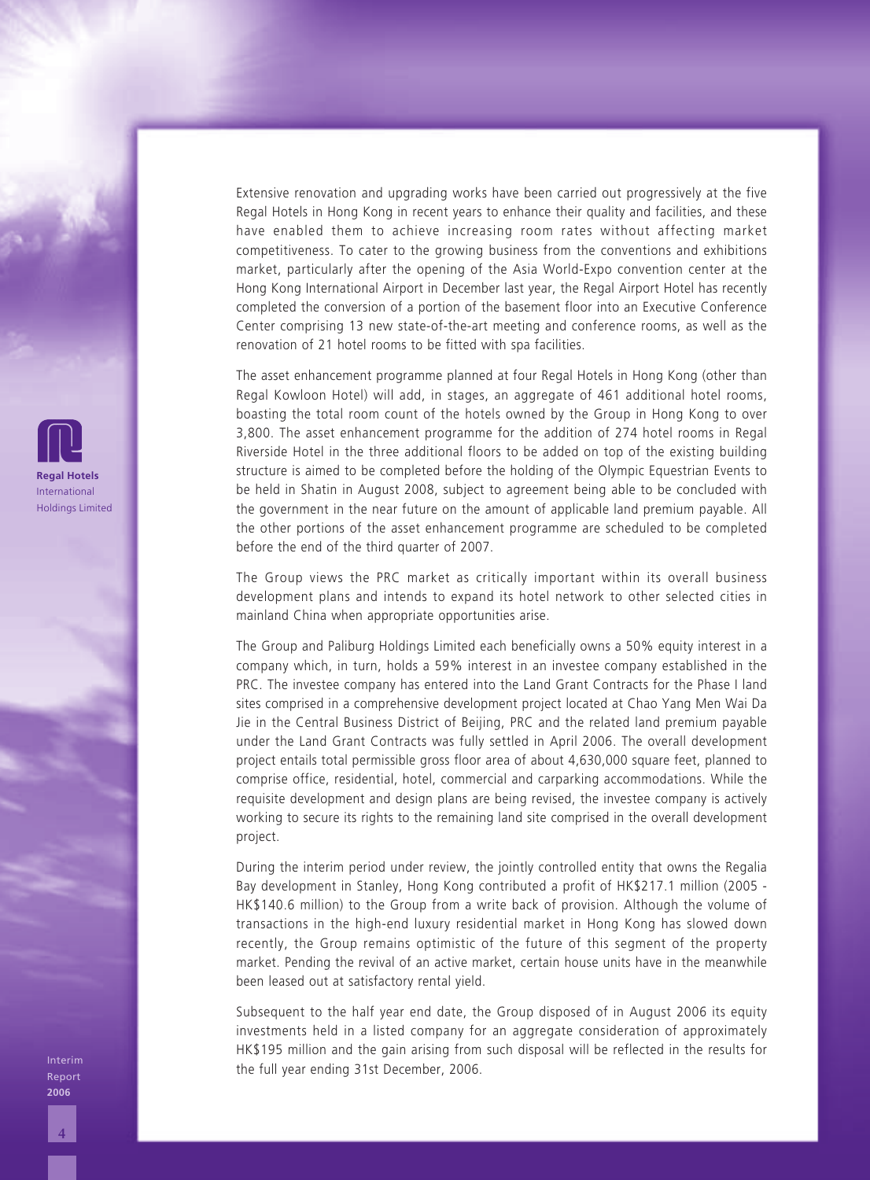Extensive renovation and upgrading works have been carried out progressively at the five Regal Hotels in Hong Kong in recent years to enhance their quality and facilities, and these have enabled them to achieve increasing room rates without affecting market competitiveness. To cater to the growing business from the conventions and exhibitions market, particularly after the opening of the Asia World-Expo convention center at the Hong Kong International Airport in December last year, the Regal Airport Hotel has recently completed the conversion of a portion of the basement floor into an Executive Conference Center comprising 13 new state-of-the-art meeting and conference rooms, as well as the renovation of 21 hotel rooms to be fitted with spa facilities.

The asset enhancement programme planned at four Regal Hotels in Hong Kong (other than Regal Kowloon Hotel) will add, in stages, an aggregate of 461 additional hotel rooms, boasting the total room count of the hotels owned by the Group in Hong Kong to over 3,800. The asset enhancement programme for the addition of 274 hotel rooms in Regal Riverside Hotel in the three additional floors to be added on top of the existing building structure is aimed to be completed before the holding of the Olympic Equestrian Events to be held in Shatin in August 2008, subject to agreement being able to be concluded with the government in the near future on the amount of applicable land premium payable. All the other portions of the asset enhancement programme are scheduled to be completed before the end of the third quarter of 2007.

The Group views the PRC market as critically important within its overall business development plans and intends to expand its hotel network to other selected cities in mainland China when appropriate opportunities arise.

The Group and Paliburg Holdings Limited each beneficially owns a 50% equity interest in a company which, in turn, holds a 59% interest in an investee company established in the PRC. The investee company has entered into the Land Grant Contracts for the Phase I land sites comprised in a comprehensive development project located at Chao Yang Men Wai Da Jie in the Central Business District of Beijing, PRC and the related land premium payable under the Land Grant Contracts was fully settled in April 2006. The overall development project entails total permissible gross floor area of about 4,630,000 square feet, planned to comprise office, residential, hotel, commercial and carparking accommodations. While the requisite development and design plans are being revised, the investee company is actively working to secure its rights to the remaining land site comprised in the overall development project.

During the interim period under review, the jointly controlled entity that owns the Regalia Bay development in Stanley, Hong Kong contributed a profit of HK$217.1 million (2005 - HK$140.6 million) to the Group from a write back of provision. Although the volume of transactions in the high-end luxury residential market in Hong Kong has slowed down recently, the Group remains optimistic of the future of this segment of the property market. Pending the revival of an active market, certain house units have in the meanwhile been leased out at satisfactory rental yield.

Subsequent to the half year end date, the Group disposed of in August 2006 its equity investments held in a listed company for an aggregate consideration of approximately HK$195 million and the gain arising from such disposal will be reflected in the results for the full year ending 31st December, 2006.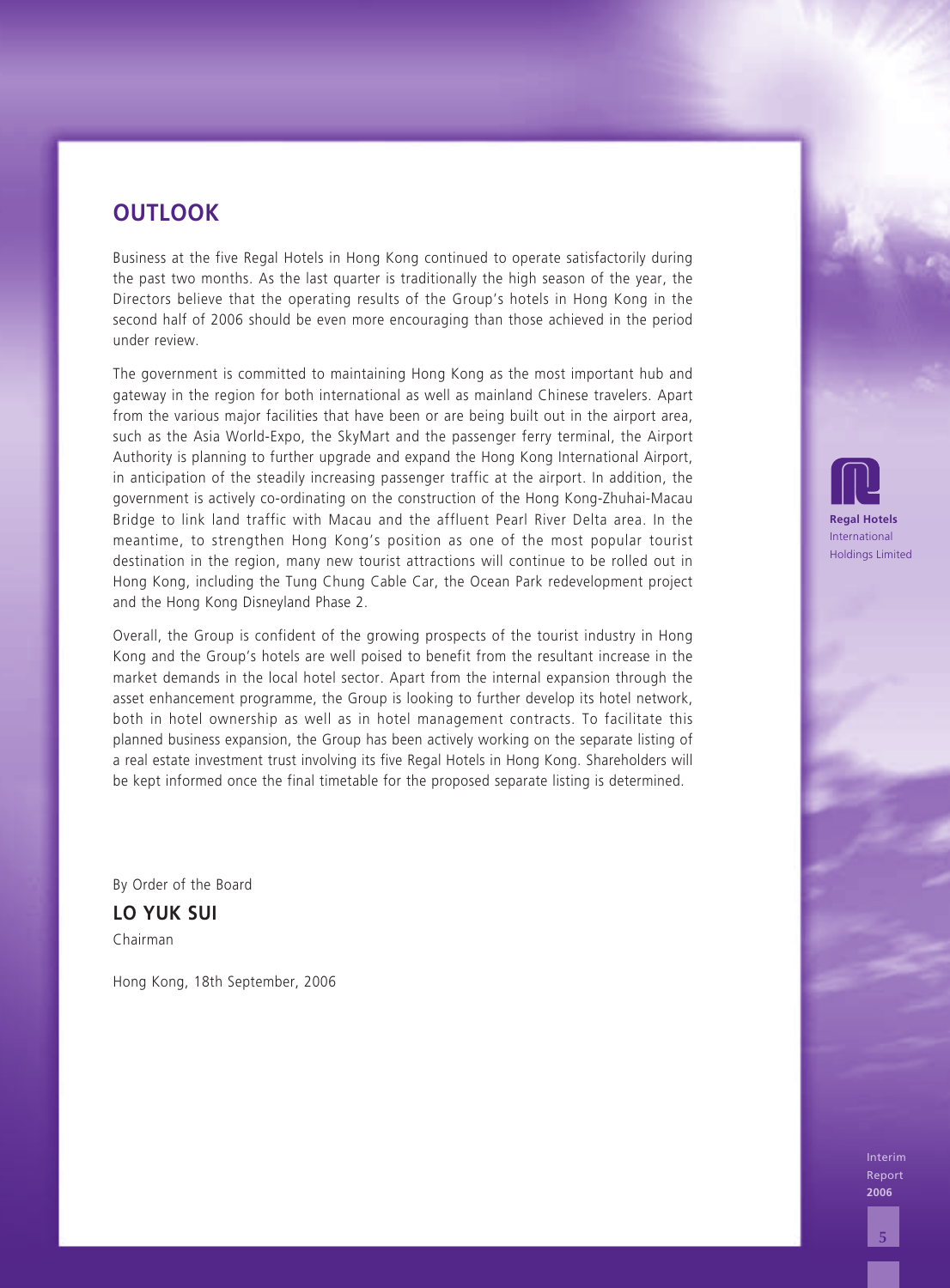## OUTLOOK

Business at the five Regal Hotels in Hong Kong continued to operate satisfactorily during the past two months. As the last quarter is traditionally the high season of the year, the Directors believe that the operating results of the Group's hotels in Hong Kong in the second half of 2006 should be even more encouraging than those achieved in the period under review.

The government is committed to maintaining Hong Kong as the most important hub and gateway in the region for both international as well as mainland Chinese travelers. Apart from the various major facilities that have been or are being built out in the airport area, such as the Asia World-Expo, the SkyMart and the passenger ferry terminal, the Airport Authority is planning to further upgrade and expand the Hong Kong International Airport, in anticipation of the steadily increasing passenger traffic at the airport. In addition, the government is actively co-ordinating on the construction of the Hong Kong-Zhuhai-Macau Bridge to link land traffic with Macau and the affluent Pearl River Delta area. In the meantime, to strengthen Hong Kong's position as one of the most popular tourist destination in the region, many new tourist attractions will continue to be rolled out in Hong Kong, including the Tung Chung Cable Car, the Ocean Park redevelopment project and the Hong Kong Disneyland Phase 2.

Overall, the Group is confident of the growing prospects of the tourist industry in Hong Kong and the Group's hotels are well poised to benefit from the resultant increase in the market demands in the local hotel sector. Apart from the internal expansion through the asset enhancement programme, the Group is looking to further develop its hotel network, both in hotel ownership as well as in hotel management contracts. To facilitate this planned business expansion, the Group has been actively working on the separate listing of a real estate investment trust involving its five Regal Hotels in Hong Kong. Shareholders will be kept informed once the final timetable for the proposed separate listing is determined.

By Order of the Board

**LO YUK SUI**

Chairman

Hong Kong, 18th September, 2006